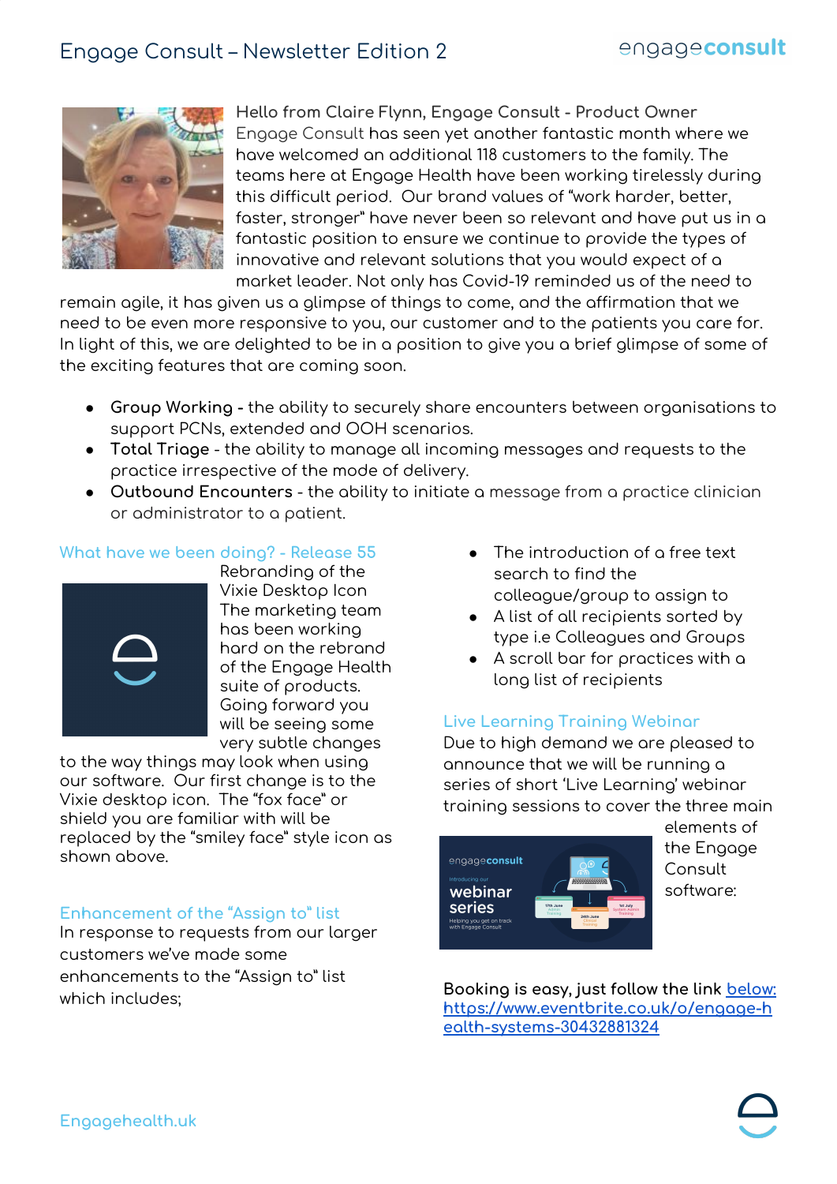# Engage Consult – Newsletter Edition 2

**Hello from Claire Flynn, Engage Consult - Product Owner**

Engage Consult has seen yet another fantastic month where we have welcomed an additional 118 customers to the family. The teams here at Engage Health have been working tirelessly during this difficult period. Our brand values of "work harder, better, faster, stronger" have never been so relevant and have put us in a fantastic position to ensure we continue to provide the types of innovative and relevant solutions that you would expect of a market leader. Not only has Covid-19 reminded us of the need to remain agile, it has given us a glimpse of things to come, and the affirmation that we need to be even more responsive to you, our customer and to the patients you care for. In light of this, we are delighted to be in a position to give you a brief glimpse of some of the exciting features that are coming soon.

- **Group Working** - the ability to securely share encounters between organisations to support PCNs, extended and OOH scenarios.
- **Total Triage** - the ability to manage all incoming messages and requests to the practice irrespective of the mode of delivery.
- **Outbound Encounters** - the ability to initiate a message from a practice clinician or administrator to a patient.

## What have we been doing? - Release 55

Rebranding of the Vixie Desktop Icon

The marketing team has been working hard on the rebrand of the Engage Health suite of products. Going forward you will be seeing some very subtle changes to the way things may look when using our software. Our first change is to the Vixie desktop icon. The "fox face" or shield you are familiar with will be replaced by the "smiley face" style icon as shown above.

## Enhancement of the "Assign to" list

In response to requests from our larger customers we've made some enhancements to the "Assign to" list which includes;

- The introduction of a free text search to find the colleague/group to assign to
- A list of all recipients sorted by type i.e Colleagues and Groups
- A scroll bar for practices with a long list of recipients

## Live Learning Training Webinar

Due to high demand we are pleased to announce that we will be running a series of short 'Live Learning' webinar training sessions to cover the three main elements of the Engage Consult software:

**Booking is easy, just follow the link** below: https://www.eventbrite.co.uk/o/engage-health-systems-30432881324

Engagehealth.uk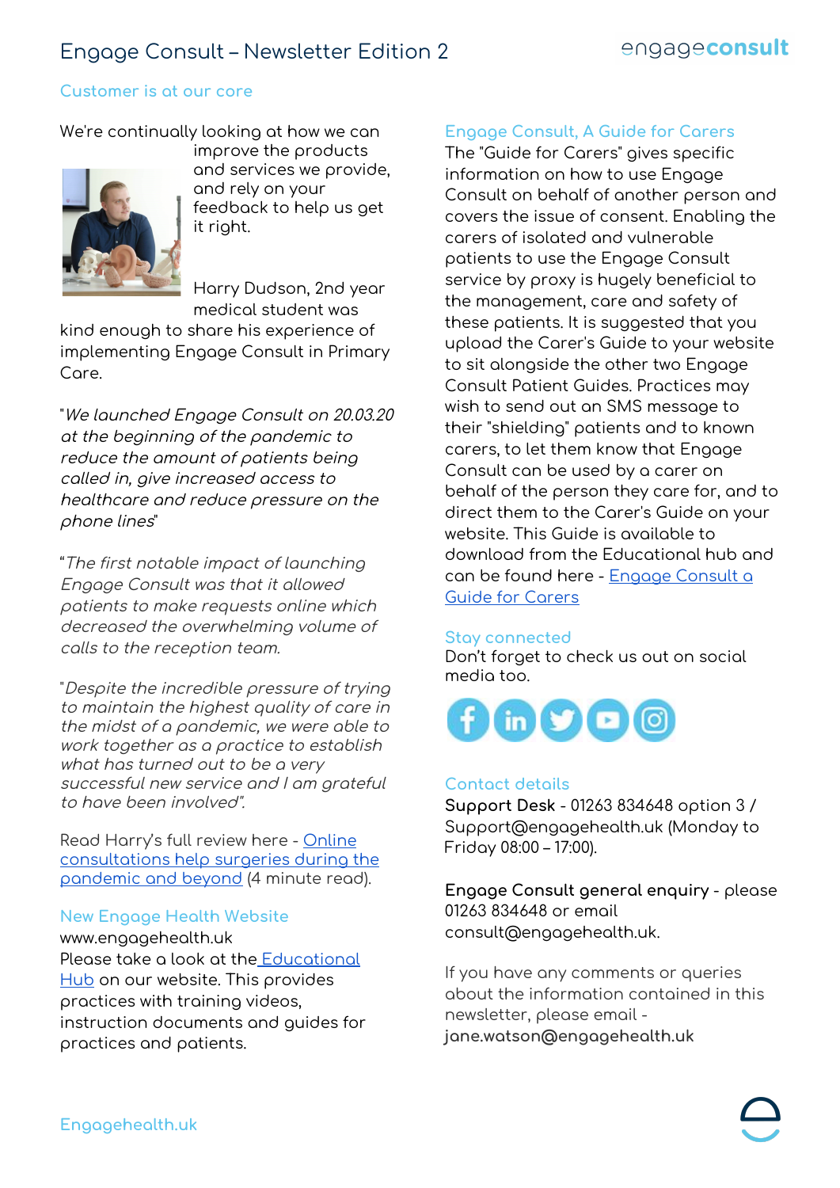# Engage Consult – Newsletter Edition 2

## Customer is at our core

We're continually looking at how we can improve the products and services we provide, and rely on your feedback to help us get it right.

Harry Dudson, 2nd year medical student was kind enough to share his experience of implementing Engage Consult in Primary Care.

"*We launched Engage Consult on 20.03.20 at the beginning of the pandemic to reduce the amount of patients being called in, give increased access to healthcare and reduce pressure on the phone lines*"

"*The first notable impact of launching Engage Consult was that it allowed patients to make requests online which decreased the overwhelming volume of calls to the reception team.*

"*Despite the incredible pressure of trying to maintain the highest quality of care in the midst of a pandemic, we were able to work together as a practice to establish what has turned out to be a very successful new service and I am grateful to have been involved*".

Read Harry's full review here - [Online consultations help surgeries during the pandemic and beyond]() (4 minute read).

## New Engage Health Website

www.engagehealth.uk
Please take a look at the [Educational Hub]() on our website. This provides practices with training videos, instruction documents and guides for practices and patients.

## Engage Consult, A Guide for Carers

The "Guide for Carers" gives specific information on how to use Engage Consult on behalf of another person and covers the issue of consent. Enabling the carers of isolated and vulnerable patients to use the Engage Consult service by proxy is hugely beneficial to the management, care and safety of these patients. It is suggested that you upload the Carer's Guide to your website to sit alongside the other two Engage Consult Patient Guides. Practices may wish to send out an SMS message to their "shielding" patients and to known carers, to let them know that Engage Consult can be used by a carer on behalf of the person they care for, and to direct them to the Carer's Guide on your website. This Guide is available to download from the Educational hub and can be found here - [Engage Consult a Guide for Carers]()

## Stay connected

Don't forget to check us out on social media too.

## Contact details

**Support Desk** - 01263 834648 option 3 / Support@engagehealth.uk (Monday to Friday 08:00 – 17:00).

**Engage Consult general enquiry** - please 01263 834648 or email consult@engagehealth.uk.

If you have any comments or queries about the information contained in this newsletter, please email - **jane.watson@engagehealth.uk**